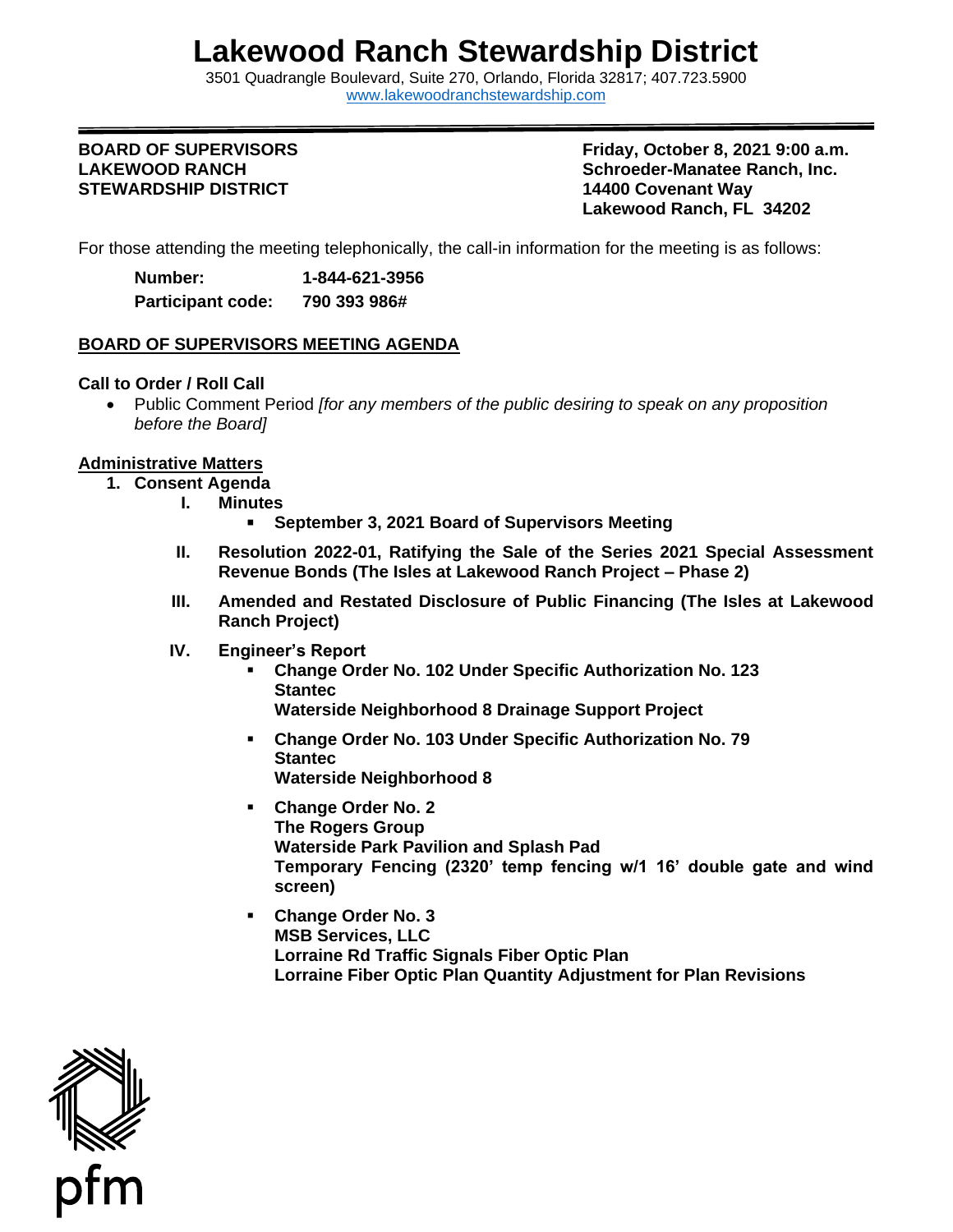# Lakewood Ranch Stewardship District

3501 Quadrangle Boulevard, Suite 270, Orlando, Florida 32817; 407.723.5900
www.lakewoodranchstewardship.com

**BOARD OF SUPERVISORS**
**LAKEWOOD RANCH**
**STEWARDSHIP DISTRICT**

**Friday, October 8, 2021 9:00 a.m.**
**Schroeder-Manatee Ranch, Inc.**
**14400 Covenant Way**
**Lakewood Ranch, FL 34202**

For those attending the meeting telephonically, the call-in information for the meeting is as follows:

**Number:** **1-844-621-3956**
**Participant code:** **790 393 986#**

## BOARD OF SUPERVISORS MEETING AGENDA

**Call to Order / Roll Call**

- Public Comment Period *[for any members of the public desiring to speak on any proposition before the Board]*

**Administrative Matters**

1. **Consent Agenda**
   - **I. Minutes**
     - **September 3, 2021 Board of Supervisors Meeting**
   - **II. Resolution 2022-01, Ratifying the Sale of the Series 2021 Special Assessment Revenue Bonds (The Isles at Lakewood Ranch Project – Phase 2)**
   - **III. Amended and Restated Disclosure of Public Financing (The Isles at Lakewood Ranch Project)**
   - **IV. Engineer's Report**
     - **Change Order No. 102 Under Specific Authorization No. 123**
       **Stantec**
       **Waterside Neighborhood 8 Drainage Support Project**
     - **Change Order No. 103 Under Specific Authorization No. 79**
       **Stantec**
       **Waterside Neighborhood 8**
     - **Change Order No. 2**
       **The Rogers Group**
       **Waterside Park Pavilion and Splash Pad**
       **Temporary Fencing (2320' temp fencing w/1 16' double gate and wind screen)**
     - **Change Order No. 3**
       **MSB Services, LLC**
       **Lorraine Rd Traffic Signals Fiber Optic Plan**
       **Lorraine Fiber Optic Plan Quantity Adjustment for Plan Revisions**

pfm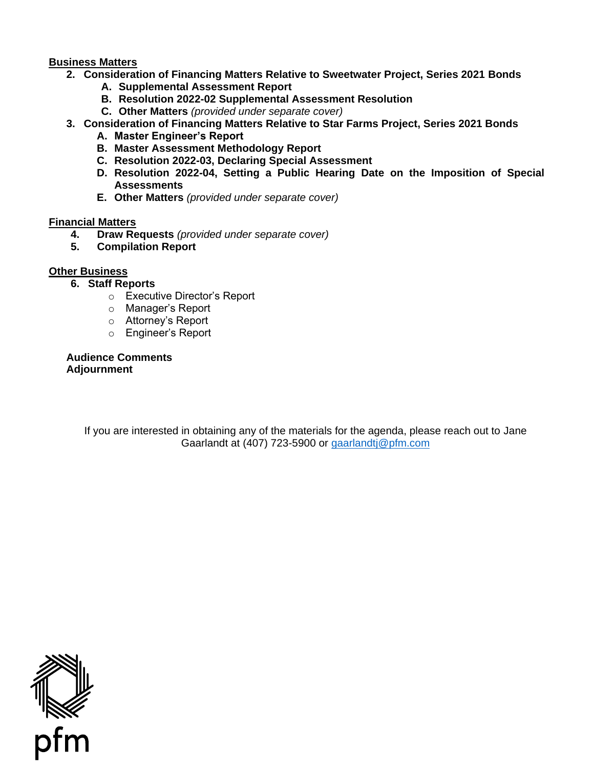**Business Matters**

2. **Consideration of Financing Matters Relative to Sweetwater Project, Series 2021 Bonds**
   - A. **Supplemental Assessment Report**
   - B. **Resolution 2022-02 Supplemental Assessment Resolution**
   - C. **Other Matters** *(provided under separate cover)*
3. **Consideration of Financing Matters Relative to Star Farms Project, Series 2021 Bonds**
   - A. **Master Engineer's Report**
   - B. **Master Assessment Methodology Report**
   - C. **Resolution 2022-03, Declaring Special Assessment**
   - D. **Resolution 2022-04, Setting a Public Hearing Date on the Imposition of Special Assessments**
   - E. **Other Matters** *(provided under separate cover)*

**Financial Matters**

4. **Draw Requests** *(provided under separate cover)*
5. **Compilation Report**

**Other Business**

6. **Staff Reports**
   - Executive Director's Report
   - Manager's Report
   - Attorney's Report
   - Engineer's Report

**Audience Comments**
**Adjournment**

If you are interested in obtaining any of the materials for the agenda, please reach out to Jane Gaarlandt at (407) 723-5900 or gaarlandtj@pfm.com

pfm